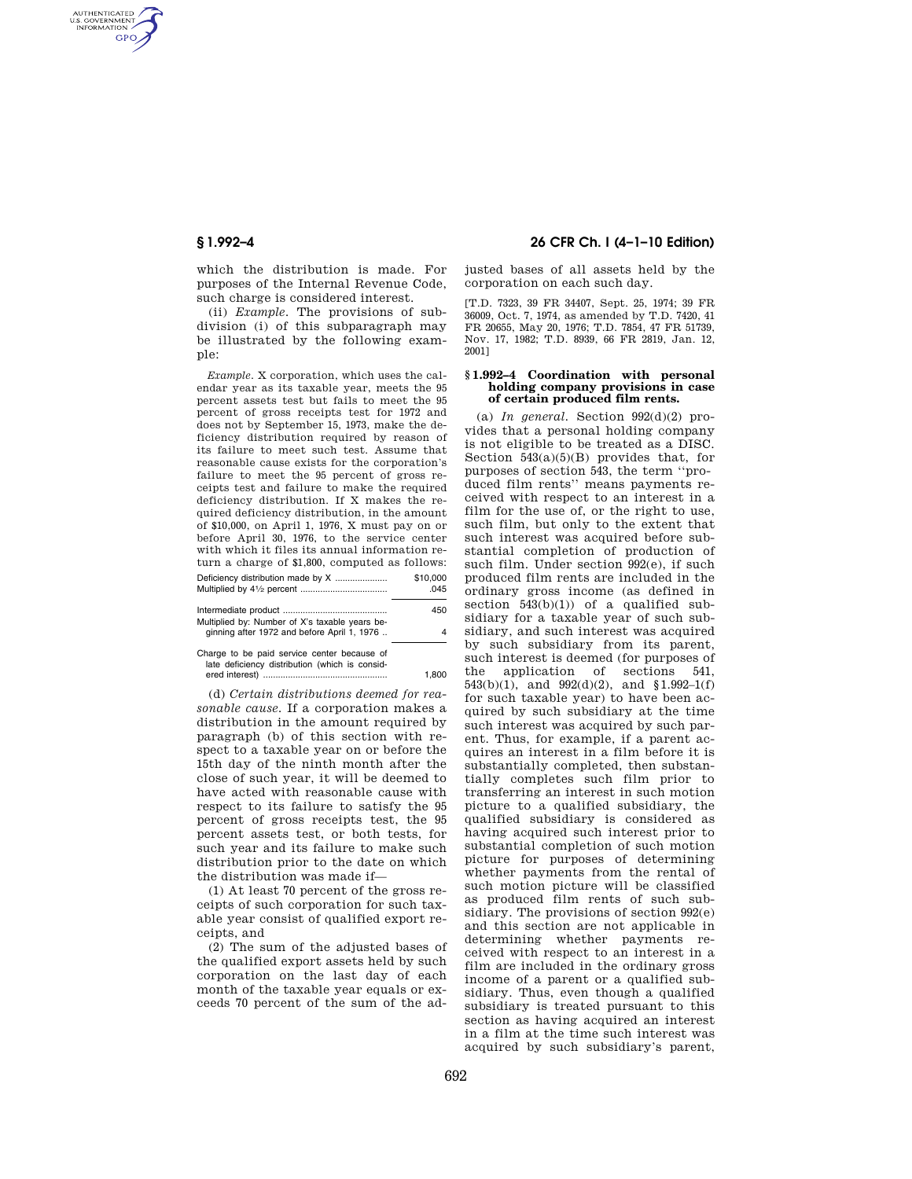which the distribution is made. For purposes of the Internal Revenue Code, such charge is considered interest.

(ii) *Example.* The provisions of subdivision (i) of this subparagraph may be illustrated by the following example:

*Example.* X corporation, which uses the calendar year as its taxable year, meets the 95 percent assets test but fails to meet the 95 percent of gross receipts test for 1972 and does not by September 15, 1973, make the deficiency distribution required by reason of its failure to meet such test. Assume that reasonable cause exists for the corporation's failure to meet the 95 percent of gross receipts test and failure to make the required deficiency distribution. If X makes the required deficiency distribution, in the amount of $10,000, on April 1, 1976, X must pay on or before April 30, 1976, to the service center with which it files its annual information return a charge of $1,800, computed as follows:

| | |
|---|---|
| Deficiency distribution made by X | $10,000 |
| Multiplied by 4½ percent | .045 |
| Intermediate product | 450 |
| Multiplied by: Number of X's taxable years beginning after 1972 and before April 1, 1976 | 4 |
| Charge to be paid service center because of late deficiency distribution (which is considered interest) | 1,800 |

(d) *Certain distributions deemed for reasonable cause.* If a corporation makes a distribution in the amount required by paragraph (b) of this section with respect to a taxable year on or before the 15th day of the ninth month after the close of such year, it will be deemed to have acted with reasonable cause with respect to its failure to satisfy the 95 percent of gross receipts test, the 95 percent assets test, or both tests, for such year and its failure to make such distribution prior to the date on which the distribution was made if—

(1) At least 70 percent of the gross receipts of such corporation for such taxable year consist of qualified export receipts, and

(2) The sum of the adjusted bases of the qualified export assets held by such corporation on the last day of each month of the taxable year equals or exceeds 70 percent of the sum of the adjusted bases of all assets held by the corporation on each such day.

[T.D. 7323, 39 FR 34407, Sept. 25, 1974; 39 FR 36009, Oct. 7, 1974, as amended by T.D. 7420, 41 FR 20655, May 20, 1976; T.D. 7854, 47 FR 51739, Nov. 17, 1982; T.D. 8939, 66 FR 2819, Jan. 12, 2001]

## § 1.992–4 Coordination with personal holding company provisions in case of certain produced film rents.

(a) *In general.* Section 992(d)(2) provides that a personal holding company is not eligible to be treated as a DISC. Section 543(a)(5)(B) provides that, for purposes of section 543, the term "produced film rents" means payments received with respect to an interest in a film for the use of, or the right to use, such film, but only to the extent that such interest was acquired before substantial completion of production of such film. Under section 992(e), if such produced film rents are included in the ordinary gross income (as defined in section 543(b)(1)) of a qualified subsidiary for a taxable year of such subsidiary, and such interest was acquired by such subsidiary from its parent, such interest is deemed (for purposes of the application of sections 541, 543(b)(1), and 992(d)(2), and §1.992–1(f) for such taxable year) to have been acquired by such subsidiary at the time such interest was acquired by such parent. Thus, for example, if a parent acquires an interest in a film before it is substantially completed, then substantially completes such film prior to transferring an interest in such motion picture to a qualified subsidiary, the qualified subsidiary is considered as having acquired such interest prior to substantial completion of such motion picture for purposes of determining whether payments from the rental of such motion picture will be classified as produced film rents of such subsidiary. The provisions of section 992(e) and this section are not applicable in determining whether payments received with respect to an interest in a film are included in the ordinary gross income of a parent or a qualified subsidiary. Thus, even though a qualified subsidiary is treated pursuant to this section as having acquired an interest in a film at the time such interest was acquired by such subsidiary's parent,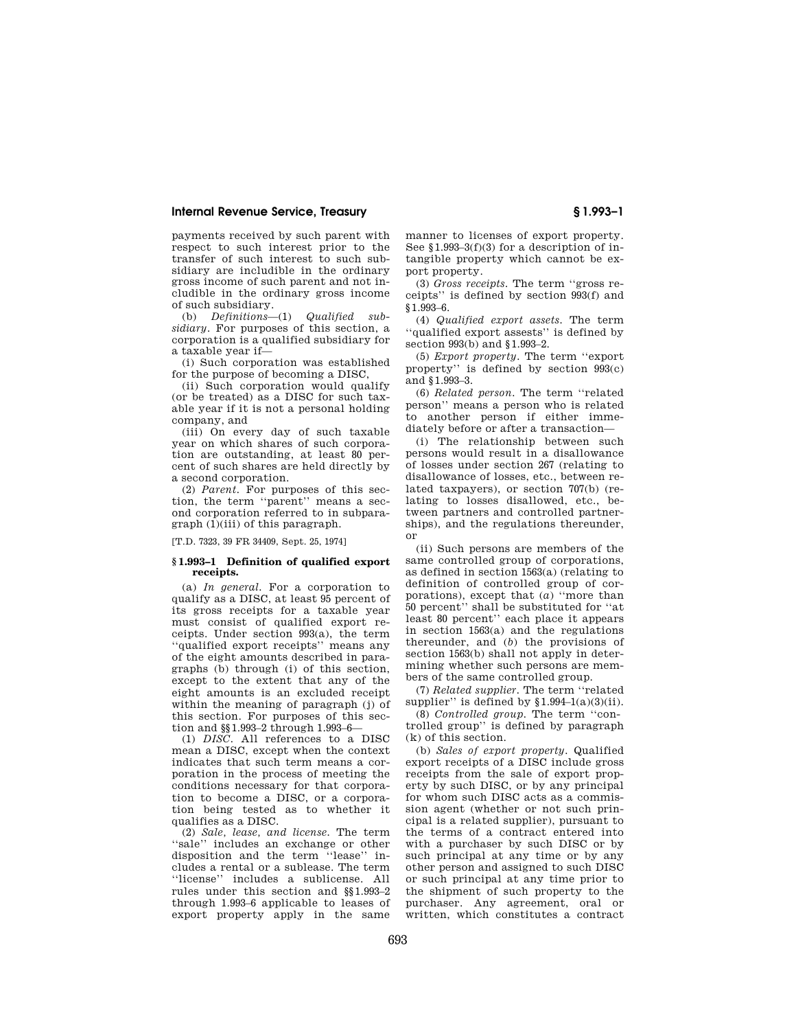payments received by such parent with respect to such interest prior to the transfer of such interest to such subsidiary are includible in the ordinary gross income of such parent and not includible in the ordinary gross income of such subsidiary.

(b) *Definitions*—(1) *Qualified subsidiary*. For purposes of this section, a corporation is a qualified subsidiary for a taxable year if—

(i) Such corporation was established for the purpose of becoming a DISC,

(ii) Such corporation would qualify (or be treated) as a DISC for such taxable year if it is not a personal holding company, and

(iii) On every day of such taxable year on which shares of such corporation are outstanding, at least 80 percent of such shares are held directly by a second corporation.

(2) *Parent*. For purposes of this section, the term "parent" means a second corporation referred to in subparagraph (1)(iii) of this paragraph.

[T.D. 7323, 39 FR 34409, Sept. 25, 1974]

### § 1.993–1 Definition of qualified export receipts.

(a) *In general*. For a corporation to qualify as a DISC, at least 95 percent of its gross receipts for a taxable year must consist of qualified export receipts. Under section 993(a), the term "qualified export receipts" means any of the eight amounts described in paragraphs (b) through (i) of this section, except to the extent that any of the eight amounts is an excluded receipt within the meaning of paragraph (j) of this section. For purposes of this section and §§ 1.993–2 through 1.993–6—

(1) *DISC*. All references to a DISC mean a DISC, except when the context indicates that such term means a corporation in the process of meeting the conditions necessary for that corporation to become a DISC, or a corporation being tested as to whether it qualifies as a DISC.

(2) *Sale, lease, and license*. The term "sale" includes an exchange or other disposition and the term "lease" includes a rental or a sublease. The term "license" includes a sublicense. All rules under this section and §§ 1.993–2 through 1.993–6 applicable to leases of export property apply in the same manner to licenses of export property. See § 1.993–3(f)(3) for a description of intangible property which cannot be export property.

(3) *Gross receipts*. The term "gross receipts" is defined by section 993(f) and § 1.993–6.

(4) *Qualified export assets*. The term "qualified export assests" is defined by section 993(b) and § 1.993–2.

(5) *Export property*. The term "export property" is defined by section 993(c) and § 1.993–3.

(6) *Related person*. The term "related person" means a person who is related to another person if either immediately before or after a transaction—

(i) The relationship between such persons would result in a disallowance of losses under section 267 (relating to disallowance of losses, etc., between related taxpayers), or section 707(b) (relating to losses disallowed, etc., between partners and controlled partnerships), and the regulations thereunder, or

(ii) Such persons are members of the same controlled group of corporations, as defined in section 1563(a) (relating to definition of controlled group of corporations), except that (*a*) "more than 50 percent" shall be substituted for "at least 80 percent" each place it appears in section 1563(a) and the regulations thereunder, and (*b*) the provisions of section 1563(b) shall not apply in determining whether such persons are members of the same controlled group.

(7) *Related supplier*. The term "related supplier" is defined by § 1.994–1(a)(3)(ii).

(8) *Controlled group*. The term "controlled group" is defined by paragraph (k) of this section.

(b) *Sales of export property*. Qualified export receipts of a DISC include gross receipts from the sale of export property by such DISC, or by any principal for whom such DISC acts as a commission agent (whether or not such principal is a related supplier), pursuant to the terms of a contract entered into with a purchaser by such DISC or by such principal at any time or by any other person and assigned to such DISC or such principal at any time prior to the shipment of such property to the purchaser. Any agreement, oral or written, which constitutes a contract